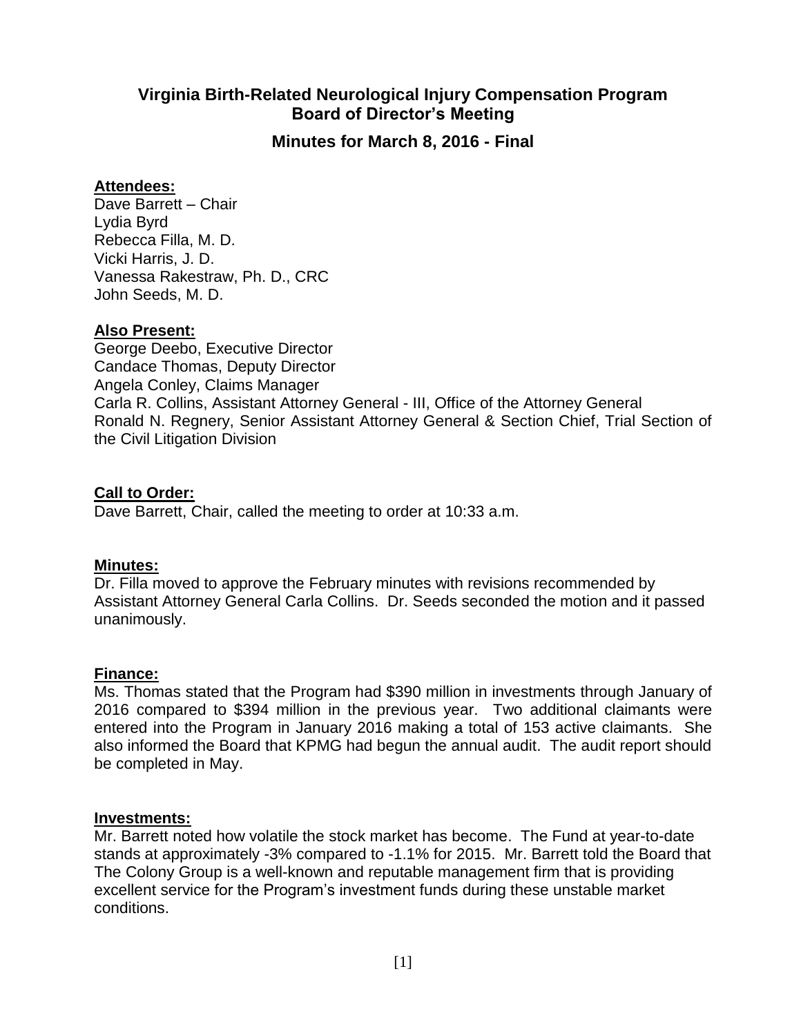# Virginia Birth-Related Neurological Injury Compensation Program
## Board of Director's Meeting
### Minutes for March 8, 2016 - Final

**Attendees:**

Dave Barrett – Chair
Lydia Byrd
Rebecca Filla, M. D.
Vicki Harris, J. D.
Vanessa Rakestraw, Ph. D., CRC
John Seeds, M. D.

**Also Present:**

George Deebo, Executive Director
Candace Thomas, Deputy Director
Angela Conley, Claims Manager
Carla R. Collins, Assistant Attorney General - III, Office of the Attorney General
Ronald N. Regnery, Senior Assistant Attorney General & Section Chief, Trial Section of the Civil Litigation Division

**Call to Order:**

Dave Barrett, Chair, called the meeting to order at 10:33 a.m.

**Minutes:**

Dr. Filla moved to approve the February minutes with revisions recommended by Assistant Attorney General Carla Collins. Dr. Seeds seconded the motion and it passed unanimously.

**Finance:**

Ms. Thomas stated that the Program had $390 million in investments through January of 2016 compared to $394 million in the previous year. Two additional claimants were entered into the Program in January 2016 making a total of 153 active claimants. She also informed the Board that KPMG had begun the annual audit. The audit report should be completed in May.

**Investments:**

Mr. Barrett noted how volatile the stock market has become. The Fund at year-to-date stands at approximately -3% compared to -1.1% for 2015. Mr. Barrett told the Board that The Colony Group is a well-known and reputable management firm that is providing excellent service for the Program's investment funds during these unstable market conditions.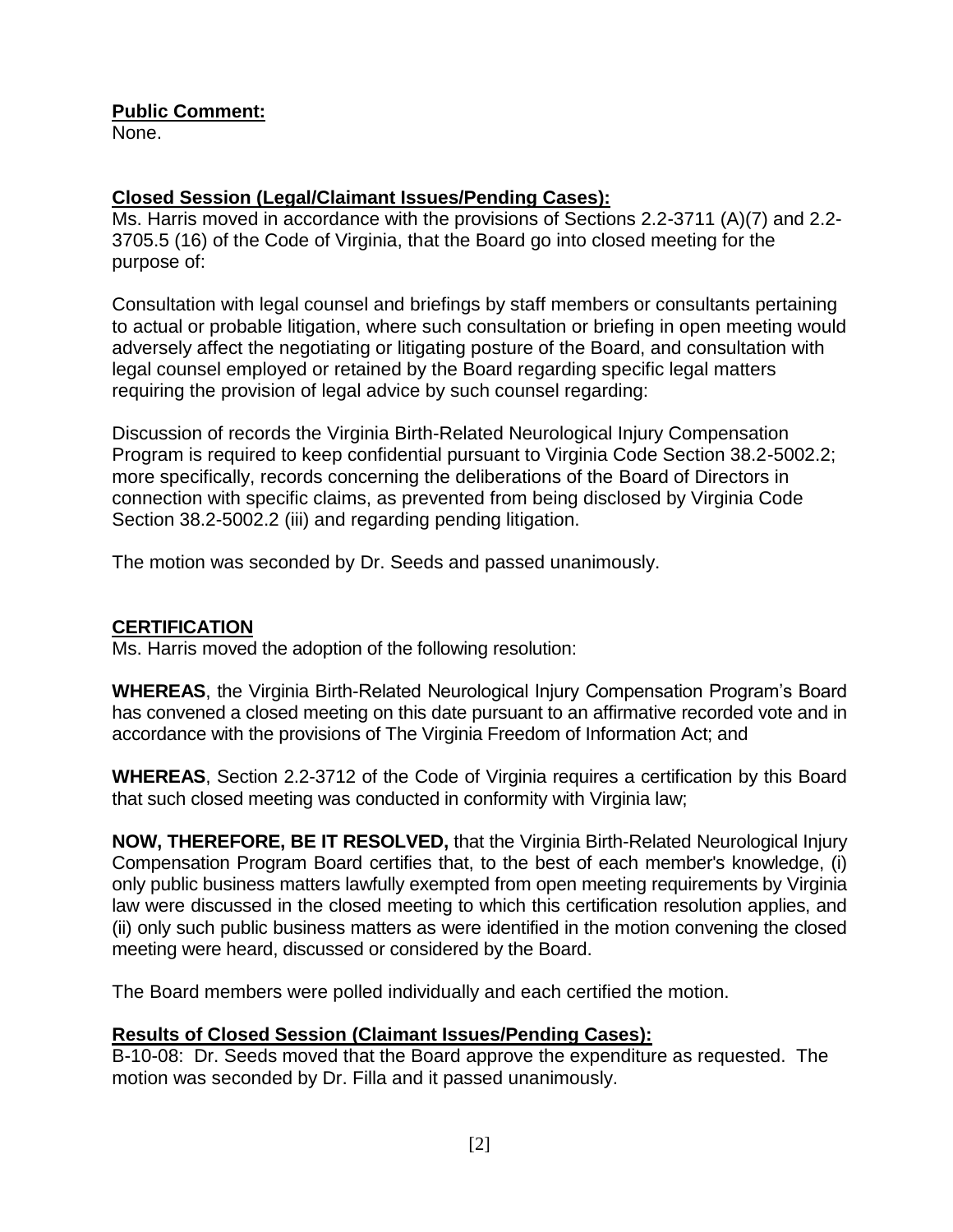**Public Comment:**
None.

**Closed Session (Legal/Claimant Issues/Pending Cases):**
Ms. Harris moved in accordance with the provisions of Sections 2.2-3711 (A)(7) and 2.2-3705.5 (16) of the Code of Virginia, that the Board go into closed meeting for the purpose of:

Consultation with legal counsel and briefings by staff members or consultants pertaining to actual or probable litigation, where such consultation or briefing in open meeting would adversely affect the negotiating or litigating posture of the Board, and consultation with legal counsel employed or retained by the Board regarding specific legal matters requiring the provision of legal advice by such counsel regarding:

Discussion of records the Virginia Birth-Related Neurological Injury Compensation Program is required to keep confidential pursuant to Virginia Code Section 38.2-5002.2; more specifically, records concerning the deliberations of the Board of Directors in connection with specific claims, as prevented from being disclosed by Virginia Code Section 38.2-5002.2 (iii) and regarding pending litigation.

The motion was seconded by Dr. Seeds and passed unanimously.

**CERTIFICATION**
Ms. Harris moved the adoption of the following resolution:

**WHEREAS**, the Virginia Birth-Related Neurological Injury Compensation Program's Board has convened a closed meeting on this date pursuant to an affirmative recorded vote and in accordance with the provisions of The Virginia Freedom of Information Act; and

**WHEREAS**, Section 2.2-3712 of the Code of Virginia requires a certification by this Board that such closed meeting was conducted in conformity with Virginia law;

**NOW, THEREFORE, BE IT RESOLVED,** that the Virginia Birth-Related Neurological Injury Compensation Program Board certifies that, to the best of each member's knowledge, (i) only public business matters lawfully exempted from open meeting requirements by Virginia law were discussed in the closed meeting to which this certification resolution applies, and (ii) only such public business matters as were identified in the motion convening the closed meeting were heard, discussed or considered by the Board.

The Board members were polled individually and each certified the motion.

**Results of Closed Session (Claimant Issues/Pending Cases):**
B-10-08: Dr. Seeds moved that the Board approve the expenditure as requested. The motion was seconded by Dr. Filla and it passed unanimously.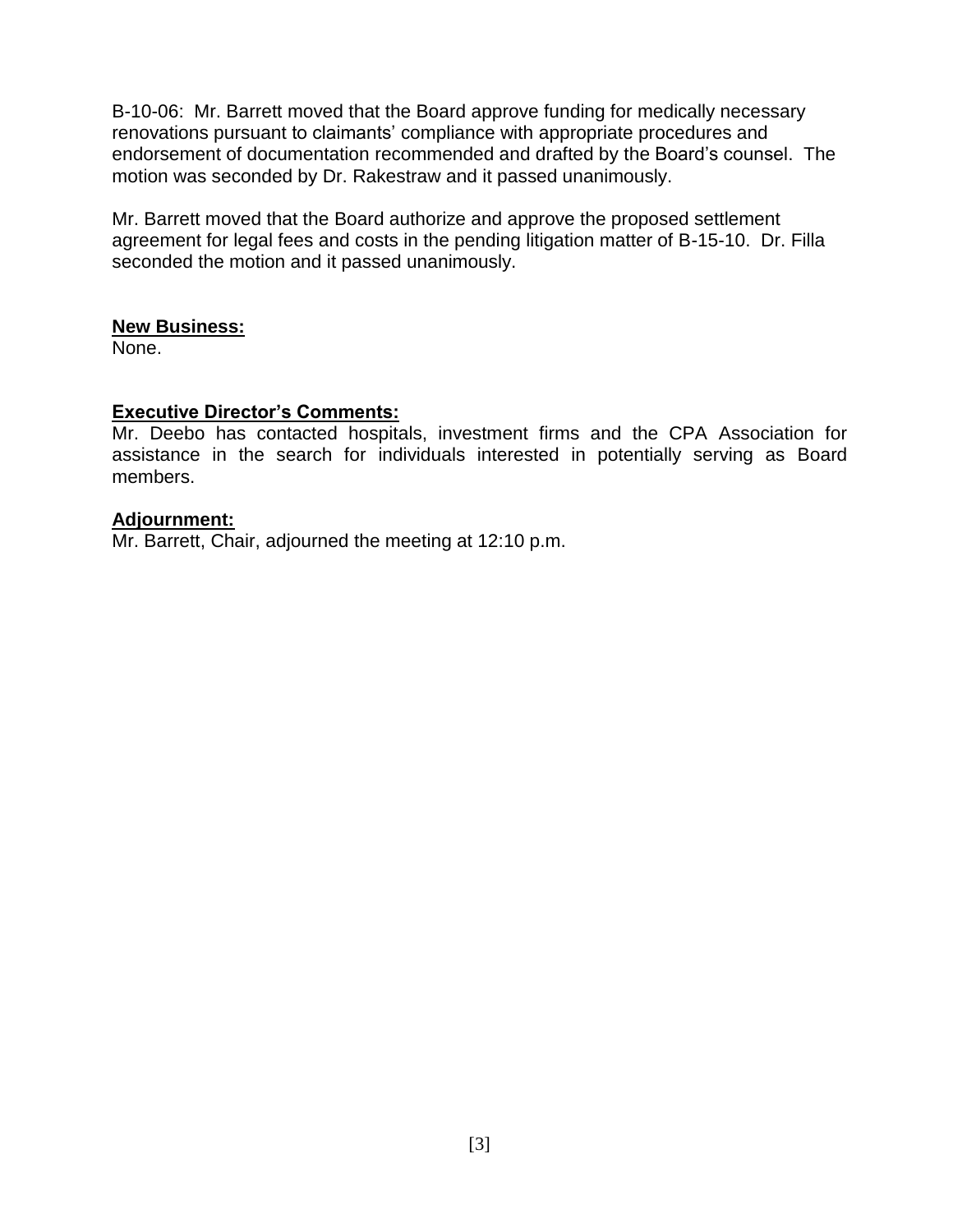B-10-06: Mr. Barrett moved that the Board approve funding for medically necessary renovations pursuant to claimants' compliance with appropriate procedures and endorsement of documentation recommended and drafted by the Board's counsel. The motion was seconded by Dr. Rakestraw and it passed unanimously.

Mr. Barrett moved that the Board authorize and approve the proposed settlement agreement for legal fees and costs in the pending litigation matter of B-15-10. Dr. Filla seconded the motion and it passed unanimously.

**New Business:**

None.

**Executive Director's Comments:**

Mr. Deebo has contacted hospitals, investment firms and the CPA Association for assistance in the search for individuals interested in potentially serving as Board members.

**Adjournment:**

Mr. Barrett, Chair, adjourned the meeting at 12:10 p.m.